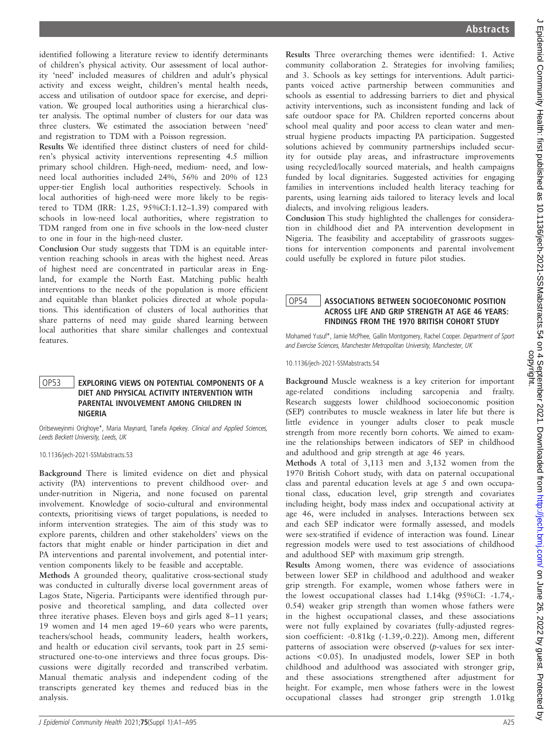identified following a literature review to identify determinants of children's physical activity. Our assessment of local authority 'need' included measures of children and adult's physical activity and excess weight, children's mental health needs, access and utilisation of outdoor space for exercise, and deprivation. We grouped local authorities using a hierarchical cluster analysis. The optimal number of clusters for our data was three clusters. We estimated the association between 'need' and registration to TDM with a Poisson regression.

**Results** We identified three distinct clusters of need for children's physical activity interventions representing 4.5 million primary school children. High-need, medium- need, and low-need local authorities included 24%, 56% and 20% of 123 upper-tier English local authorities respectively. Schools in local authorities of high-need were more likely to be registered to TDM (IRR: 1.25, 95%CI:1.12–1.39) compared with schools in low-need local authorities, where registration to TDM ranged from one in five schools in the low-need cluster to one in four in the high-need cluster.

**Conclusion** Our study suggests that TDM is an equitable intervention reaching schools in areas with the highest need. Areas of highest need are concentrated in particular areas in England, for example the North East. Matching public health interventions to the needs of the population is more efficient and equitable than blanket policies directed at whole populations. This identification of clusters of local authorities that share patterns of need may guide shared learning between local authorities that share similar challenges and contextual features.

## OP53 EXPLORING VIEWS ON POTENTIAL COMPONENTS OF A DIET AND PHYSICAL ACTIVITY INTERVENTION WITH PARENTAL INVOLVEMENT AMONG CHILDREN IN NIGERIA

Oritseweyinmi Orighoye*, Maria Maynard, Tanefa Apekey. *Clinical and Applied Sciences, Leeds Beckett University, Leeds, UK*

10.1136/jech-2021-SSMabstracts.53

**Background** There is limited evidence on diet and physical activity (PA) interventions to prevent childhood over- and under-nutrition in Nigeria, and none focused on parental involvement. Knowledge of socio-cultural and environmental contexts, prioritising views of target populations, is needed to inform intervention strategies. The aim of this study was to explore parents, children and other stakeholders' views on the factors that might enable or hinder participation in diet and PA interventions and parental involvement, and potential intervention components likely to be feasible and acceptable.

**Methods** A grounded theory, qualitative cross-sectional study was conducted in culturally diverse local government areas of Lagos State, Nigeria. Participants were identified through purposive and theoretical sampling, and data collected over three iterative phases. Eleven boys and girls aged 8–11 years; 19 women and 14 men aged 19–60 years who were parents, teachers/school heads, community leaders, health workers, and health or education civil servants, took part in 25 semi-structured one-to-one interviews and three focus groups. Discussions were digitally recorded and transcribed verbatim. Manual thematic analysis and independent coding of the transcripts generated key themes and reduced bias in the analysis.

**Results** Three overarching themes were identified: 1. Active community collaboration 2. Strategies for involving families; and 3. Schools as key settings for interventions. Adult participants voiced active partnership between communities and schools as essential to addressing barriers to diet and physical activity interventions, such as inconsistent funding and lack of safe outdoor space for PA. Children reported concerns about school meal quality and poor access to clean water and menstrual hygiene products impacting PA participation. Suggested solutions achieved by community partnerships included security for outside play areas, and infrastructure improvements using recycled/locally sourced materials, and health campaigns funded by local dignitaries. Suggested activities for engaging families in interventions included health literacy teaching for parents, using learning aids tailored to literacy levels and local dialects, and involving religious leaders.

**Conclusion** This study highlighted the challenges for consideration in childhood diet and PA intervention development in Nigeria. The feasibility and acceptability of grassroots suggestions for intervention components and parental involvement could usefully be explored in future pilot studies.

## OP54 ASSOCIATIONS BETWEEN SOCIOECONOMIC POSITION ACROSS LIFE AND GRIP STRENGTH AT AGE 46 YEARS: FINDINGS FROM THE 1970 BRITISH COHORT STUDY

Mohamed Yusuf*, Jamie McPhee, Gallin Montgomery, Rachel Cooper. *Department of Sport and Exercise Sciences, Manchester Metropolitan University, Manchester, UK*

10.1136/jech-2021-SSMabstracts.54

**Background** Muscle weakness is a key criterion for important age-related conditions including sarcopenia and frailty. Research suggests lower childhood socioeconomic position (SEP) contributes to muscle weakness in later life but there is little evidence in younger adults closer to peak muscle strength from more recently born cohorts. We aimed to examine the relationships between indicators of SEP in childhood and adulthood and grip strength at age 46 years.

**Methods** A total of 3,113 men and 3,132 women from the 1970 British Cohort study, with data on paternal occupational class and parental education levels at age 5 and own occupational class, education level, grip strength and covariates including height, body mass index and occupational activity at age 46, were included in analyses. Interactions between sex and each SEP indicator were formally assessed, and models were sex-stratified if evidence of interaction was found. Linear regression models were used to test associations of childhood and adulthood SEP with maximum grip strength.

**Results** Among women, there was evidence of associations between lower SEP in childhood and adulthood and weaker grip strength. For example, women whose fathers were in the lowest occupational classes had 1.14kg (95%CI: -1.74,-0.54) weaker grip strength than women whose fathers were in the highest occupational classes, and these associations were not fully explained by covariates (fully-adjusted regression coefficient: -0.81kg (-1.39,-0.22)). Among men, different patterns of association were observed (*p*-values for sex interactions <0.05). In unadjusted models, lower SEP in both childhood and adulthood was associated with stronger grip, and these associations strengthened after adjustment for height. For example, men whose fathers were in the lowest occupational classes had stronger grip strength 1.01kg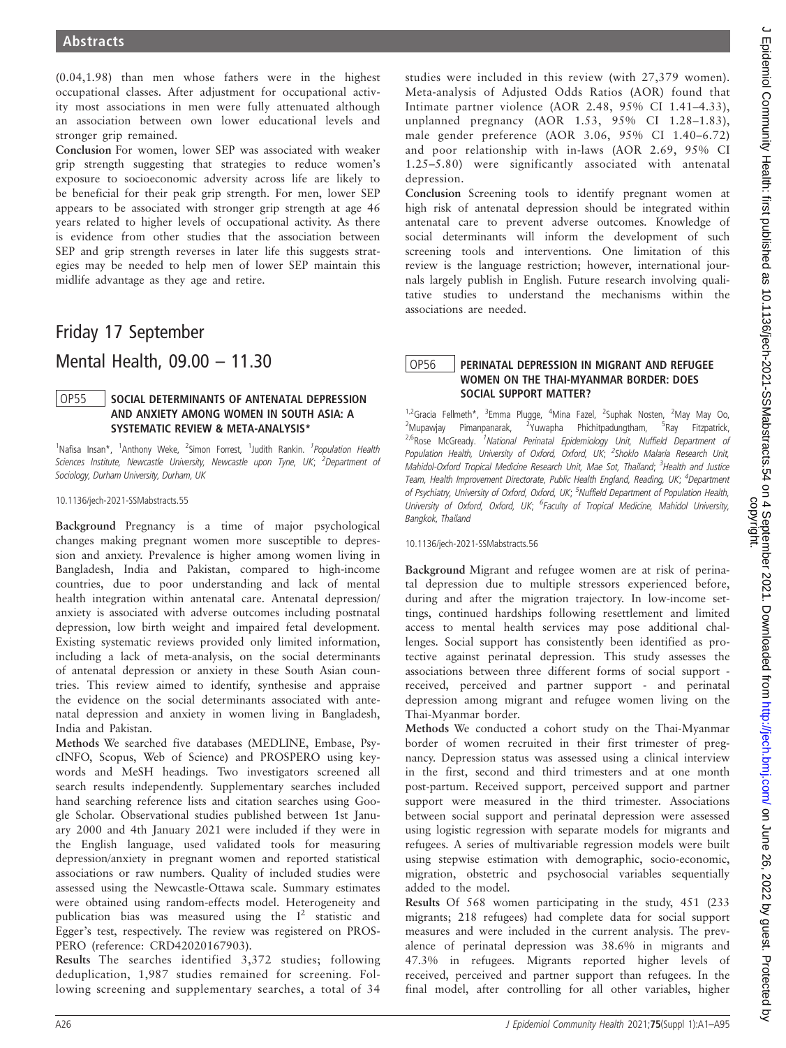(0.04,1.98) than men whose fathers were in the highest occupational classes. After adjustment for occupational activity most associations in men were fully attenuated although an association between own lower educational levels and stronger grip remained.

**Conclusion** For women, lower SEP was associated with weaker grip strength suggesting that strategies to reduce women's exposure to socioeconomic adversity across life are likely to be beneficial for their peak grip strength. For men, lower SEP appears to be associated with stronger grip strength at age 46 years related to higher levels of occupational activity. As there is evidence from other studies that the association between SEP and grip strength reverses in later life this suggests strategies may be needed to help men of lower SEP maintain this midlife advantage as they age and retire.

# Friday 17 September

# Mental Health, 09.00 – 11.30

## OP55 SOCIAL DETERMINANTS OF ANTENATAL DEPRESSION AND ANXIETY AMONG WOMEN IN SOUTH ASIA: A SYSTEMATIC REVIEW & META-ANALYSIS*

[1]Nafisa Insan*, [1]Anthony Weke, [2]Simon Forrest, [1]Judith Rankin. [1]*Population Health Sciences Institute, Newcastle University, Newcastle upon Tyne, UK*; [2]*Department of Sociology, Durham University, Durham, UK*

10.1136/jech-2021-SSMabstracts.55

**Background** Pregnancy is a time of major psychological changes making pregnant women more susceptible to depression and anxiety. Prevalence is higher among women living in Bangladesh, India and Pakistan, compared to high-income countries, due to poor understanding and lack of mental health integration within antenatal care. Antenatal depression/anxiety is associated with adverse outcomes including postnatal depression, low birth weight and impaired fetal development. Existing systematic reviews provided only limited information, including a lack of meta-analysis, on the social determinants of antenatal depression or anxiety in these South Asian countries. This review aimed to identify, synthesise and appraise the evidence on the social determinants associated with antenatal depression and anxiety in women living in Bangladesh, India and Pakistan.

**Methods** We searched five databases (MEDLINE, Embase, PsycINFO, Scopus, Web of Science) and PROSPERO using keywords and MeSH headings. Two investigators screened all search results independently. Supplementary searches included hand searching reference lists and citation searches using Google Scholar. Observational studies published between 1st January 2000 and 4th January 2021 were included if they were in the English language, used validated tools for measuring depression/anxiety in pregnant women and reported statistical associations or raw numbers. Quality of included studies were assessed using the Newcastle-Ottawa scale. Summary estimates were obtained using random-effects model. Heterogeneity and publication bias was measured using the $I^2$ statistic and Egger's test, respectively. The review was registered on PROSPERO (reference: CRD42020167903).

**Results** The searches identified 3,372 studies; following deduplication, 1,987 studies remained for screening. Following screening and supplementary searches, a total of 34 studies were included in this review (with 27,379 women). Meta-analysis of Adjusted Odds Ratios (AOR) found that Intimate partner violence (AOR 2.48, 95% CI 1.41–4.33), unplanned pregnancy (AOR 1.53, 95% CI 1.28–1.83), male gender preference (AOR 3.06, 95% CI 1.40–6.72) and poor relationship with in-laws (AOR 2.69, 95% CI 1.25–5.80) were significantly associated with antenatal depression.

**Conclusion** Screening tools to identify pregnant women at high risk of antenatal depression should be integrated within antenatal care to prevent adverse outcomes. Knowledge of social determinants will inform the development of such screening tools and interventions. One limitation of this review is the language restriction; however, international journals largely publish in English. Future research involving qualitative studies to understand the mechanisms within the associations are needed.

## OP56 PERINATAL DEPRESSION IN MIGRANT AND REFUGEE WOMEN ON THE THAI-MYANMAR BORDER: DOES SOCIAL SUPPORT MATTER?

[1,2]Gracia Fellmeth*, [3]Emma Plugge, [4]Mina Fazel, [2]Suphak Nosten, [2]May May Oo, [2]Mupawjay Pimanpanarak, [2]Yuwapha Phichitpadungtham, [5]Ray Fitzpatrick, [2,6]Rose McGready. [1]*National Perinatal Epidemiology Unit, Nuffield Department of Population Health, University of Oxford, Oxford, UK*; [2]*Shoklo Malaria Research Unit, Mahidol-Oxford Tropical Medicine Research Unit, Mae Sot, Thailand*; [3]*Health and Justice Team, Health Improvement Directorate, Public Health England, Reading, UK*; [4]*Department of Psychiatry, University of Oxford, Oxford, UK*; [5]*Nuffield Department of Population Health, University of Oxford, Oxford, UK*; [6]*Faculty of Tropical Medicine, Mahidol University, Bangkok, Thailand*

10.1136/jech-2021-SSMabstracts.56

**Background** Migrant and refugee women are at risk of perinatal depression due to multiple stressors experienced before, during and after the migration trajectory. In low-income settings, continued hardships following resettlement and limited access to mental health services may pose additional challenges. Social support has consistently been identified as protective against perinatal depression. This study assesses the associations between three different forms of social support - received, perceived and partner support - and perinatal depression among migrant and refugee women living on the Thai-Myanmar border.

**Methods** We conducted a cohort study on the Thai-Myanmar border of women recruited in their first trimester of pregnancy. Depression status was assessed using a clinical interview in the first, second and third trimesters and at one month post-partum. Received support, perceived support and partner support were measured in the third trimester. Associations between social support and perinatal depression were assessed using logistic regression with separate models for migrants and refugees. A series of multivariable regression models were built using stepwise estimation with demographic, socio-economic, migration, obstetric and psychosocial variables sequentially added to the model.

**Results** Of 568 women participating in the study, 451 (233 migrants; 218 refugees) had complete data for social support measures and were included in the current analysis. The prevalence of perinatal depression was 38.6% in migrants and 47.3% in refugees. Migrants reported higher levels of received, perceived and partner support than refugees. In the final model, after controlling for all other variables, higher